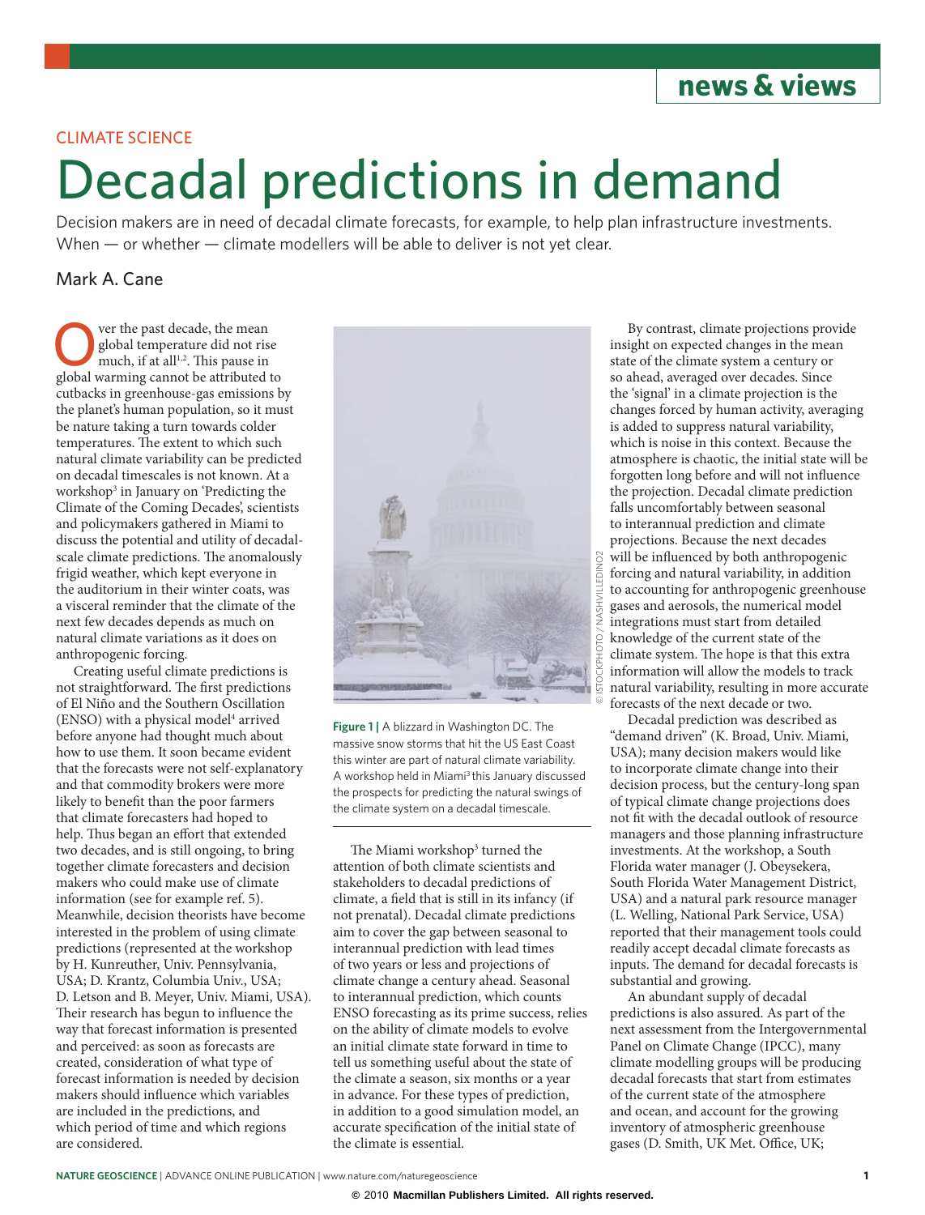CLIMATE SCIENCE

# Decadal predictions in demand

Decision makers are in need of decadal climate forecasts, for example, to help plan infrastructure investments. When — or whether — climate modellers will be able to deliver is not yet clear.

Mark A. Cane

Over the past decade, the mean global temperature did not rise much, if at all[1,2]. This pause in global warming cannot be attributed to cutbacks in greenhouse-gas emissions by the planet's human population, so it must be nature taking a turn towards colder temperatures. The extent to which such natural climate variability can be predicted on decadal timescales is not known. At a workshop[3] in January on 'Predicting the Climate of the Coming Decades', scientists and policymakers gathered in Miami to discuss the potential and utility of decadal-scale climate predictions. The anomalously frigid weather, which kept everyone in the auditorium in their winter coats, was a visceral reminder that the climate of the next few decades depends as much on natural climate variations as it does on anthropogenic forcing.

Creating useful climate predictions is not straightforward. The first predictions of El Niño and the Southern Oscillation (ENSO) with a physical model[4] arrived before anyone had thought much about how to use them. It soon became evident that the forecasts were not self-explanatory and that commodity brokers were more likely to benefit than the poor farmers that climate forecasters had hoped to help. Thus began an effort that extended two decades, and is still ongoing, to bring together climate forecasters and decision makers who could make use of climate information (see for example ref. 5). Meanwhile, decision theorists have become interested in the problem of using climate predictions (represented at the workshop by H. Kunreuther, Univ. Pennsylvania, USA; D. Krantz, Columbia Univ., USA; D. Letson and B. Meyer, Univ. Miami, USA). Their research has begun to influence the way that forecast information is presented and perceived: as soon as forecasts are created, consideration of what type of forecast information is needed by decision makers should influence which variables are included in the predictions, and which period of time and which regions are considered.

© ISTOCKPHOTO / NASHVILLEDINO2

**Figure 1 |** A blizzard in Washington DC. The massive snow storms that hit the US East Coast this winter are part of natural climate variability. A workshop held in Miami[3] this January discussed the prospects for predicting the natural swings of the climate system on a decadal timescale.

The Miami workshop[3] turned the attention of both climate scientists and stakeholders to decadal predictions of climate, a field that is still in its infancy (if not prenatal). Decadal climate predictions aim to cover the gap between seasonal to interannual prediction with lead times of two years or less and projections of climate change a century ahead. Seasonal to interannual prediction, which counts ENSO forecasting as its prime success, relies on the ability of climate models to evolve an initial climate state forward in time to tell us something useful about the state of the climate a season, six months or a year in advance. For these types of prediction, in addition to a good simulation model, an accurate specification of the initial state of the climate is essential.

By contrast, climate projections provide insight on expected changes in the mean state of the climate system a century or so ahead, averaged over decades. Since the 'signal' in a climate projection is the changes forced by human activity, averaging is added to suppress natural variability, which is noise in this context. Because the atmosphere is chaotic, the initial state will be forgotten long before and will not influence the projection. Decadal climate prediction falls uncomfortably between seasonal to interannual prediction and climate projections. Because the next decades will be influenced by both anthropogenic forcing and natural variability, in addition to accounting for anthropogenic greenhouse gases and aerosols, the numerical model integrations must start from detailed knowledge of the current state of the climate system. The hope is that this extra information will allow the models to track natural variability, resulting in more accurate forecasts of the next decade or two.

Decadal prediction was described as "demand driven" (K. Broad, Univ. Miami, USA); many decision makers would like to incorporate climate change into their decision process, but the century-long span of typical climate change projections does not fit with the decadal outlook of resource managers and those planning infrastructure investments. At the workshop, a South Florida water manager (J. Obeysekera, South Florida Water Management District, USA) and a natural park resource manager (L. Welling, National Park Service, USA) reported that their management tools could readily accept decadal climate forecasts as inputs. The demand for decadal forecasts is substantial and growing.

An abundant supply of decadal predictions is also assured. As part of the next assessment from the Intergovernmental Panel on Climate Change (IPCC), many climate modelling groups will be producing decadal forecasts that start from estimates of the current state of the atmosphere and ocean, and account for the growing inventory of atmospheric greenhouse gases (D. Smith, UK Met. Office, UK;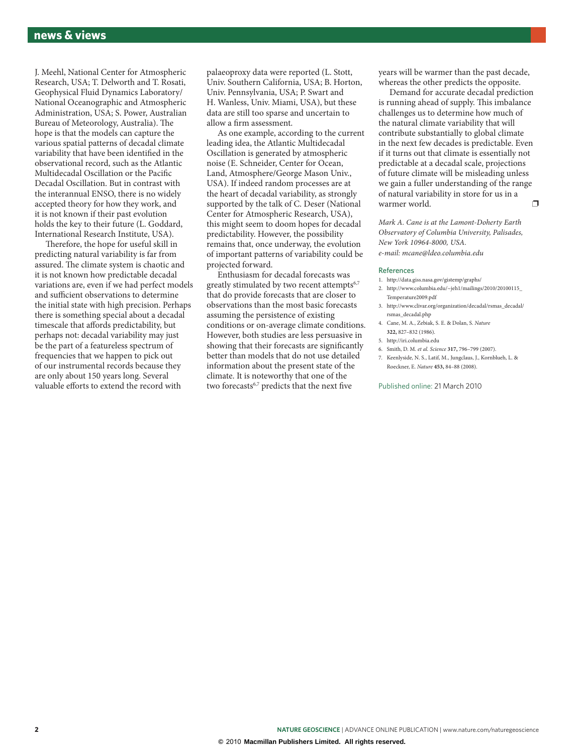J. Meehl, National Center for Atmospheric Research, USA; T. Delworth and T. Rosati, Geophysical Fluid Dynamics Laboratory/National Oceanographic and Atmospheric Administration, USA; S. Power, Australian Bureau of Meteorology, Australia). The hope is that the models can capture the various spatial patterns of decadal climate variability that have been identified in the observational record, such as the Atlantic Multidecadal Oscillation or the Pacific Decadal Oscillation. But in contrast with the interannual ENSO, there is no widely accepted theory for how they work, and it is not known if their past evolution holds the key to their future (L. Goddard, International Research Institute, USA).

Therefore, the hope for useful skill in predicting natural variability is far from assured. The climate system is chaotic and it is not known how predictable decadal variations are, even if we had perfect models and sufficient observations to determine the initial state with high precision. Perhaps there is something special about a decadal timescale that affords predictability, but perhaps not: decadal variability may just be the part of a featureless spectrum of frequencies that we happen to pick out of our instrumental records because they are only about 150 years long. Several valuable efforts to extend the record with palaeoproxy data were reported (L. Stott, Univ. Southern California, USA; B. Horton, Univ. Pennsylvania, USA; P. Swart and H. Wanless, Univ. Miami, USA), but these data are still too sparse and uncertain to allow a firm assessment.

As one example, according to the current leading idea, the Atlantic Multidecadal Oscillation is generated by atmospheric noise (E. Schneider, Center for Ocean, Land, Atmosphere/George Mason Univ., USA). If indeed random processes are at the heart of decadal variability, as strongly supported by the talk of C. Deser (National Center for Atmospheric Research, USA), this might seem to doom hopes for decadal predictability. However, the possibility remains that, once underway, the evolution of important patterns of variability could be projected forward.

Enthusiasm for decadal forecasts was greatly stimulated by two recent attempts[6,7] that do provide forecasts that are closer to observations than the most basic forecasts assuming the persistence of existing conditions or on-average climate conditions. However, both studies are less persuasive in showing that their forecasts are significantly better than models that do not use detailed information about the present state of the climate. It is noteworthy that one of the two forecasts[6,7] predicts that the next five years will be warmer than the past decade, whereas the other predicts the opposite.

Demand for accurate decadal prediction is running ahead of supply. This imbalance challenges us to determine how much of the natural climate variability that will contribute substantially to global climate in the next few decades is predictable. Even if it turns out that climate is essentially not predictable at a decadal scale, projections of future climate will be misleading unless we gain a fuller understanding of the range of natural variability in store for us in a warmer world. ❐

*Mark A. Cane is at the Lamont-Doherty Earth Observatory of Columbia University, Palisades, New York 10964-8000, USA.*
*e-mail: mcane@ldeo.columbia.edu*

## References

1. http://data.giss.nasa.gov/gistemp/graphs/
2. http://www.columbia.edu/~jeh1/mailings/2010/20100115_Temperature2009.pdf
3. http://www.clivar.org/organization/decadal/rsmas_decadal/rsmas_decadal.php
4. Cane, M. A., Zebiak, S. E. & Dolan, S. *Nature* **322,** 827–832 (1986).
5. http://iri.columbia.edu
6. Smith, D. M. *et al. Science* **317,** 796–799 (2007).
7. Keenlyside, N. S., Latif, M., Jungclaus, J., Kornblueh, L. & Roeckner, E. *Nature* **453,** 84–88 (2008).

Published online: 21 March 2010